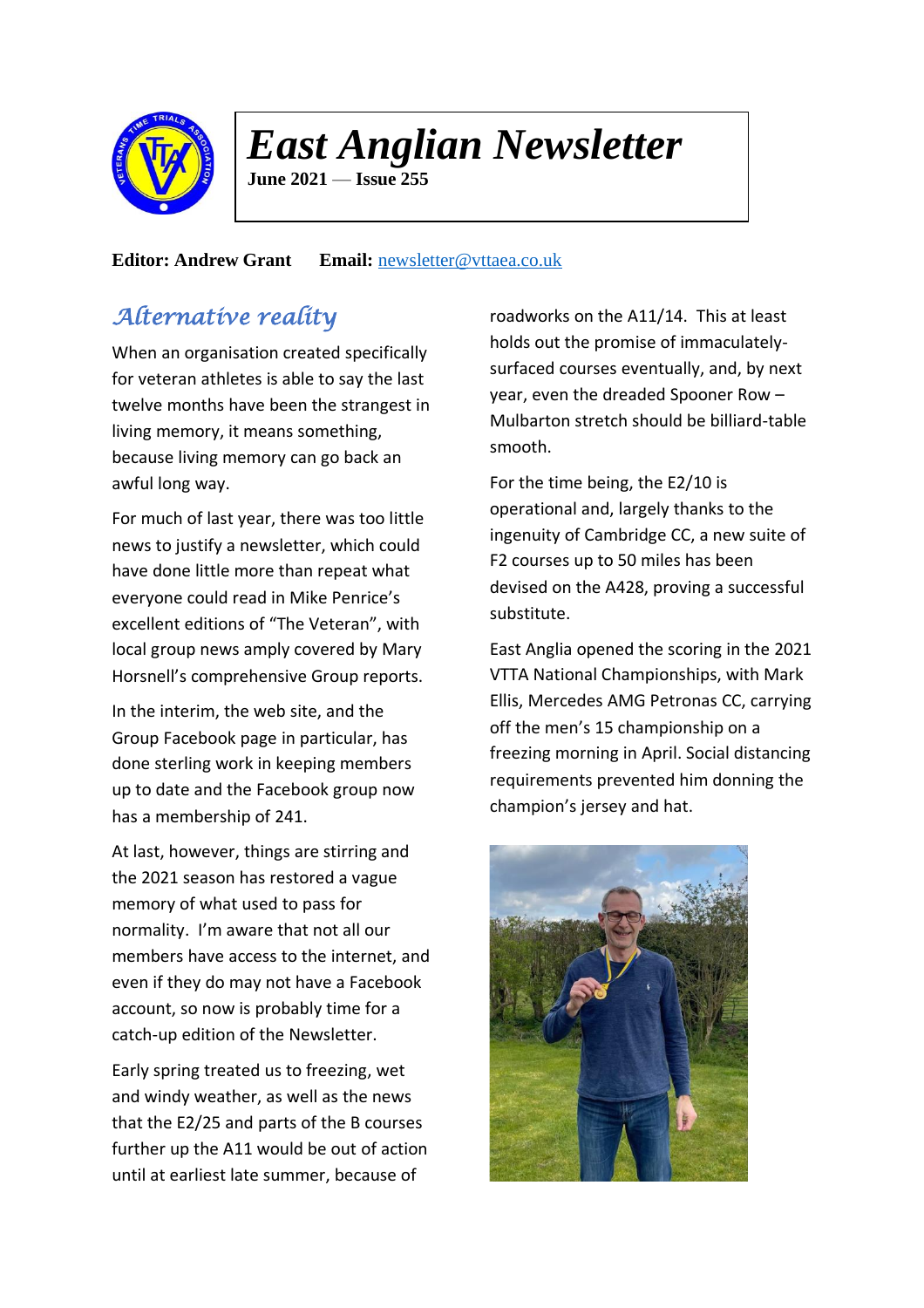# East Anglian Newsletter

**June 2021 — Issue 255**

**Editor: Andrew Grant** **Email:** newsletter@vttaea.co.uk

## Alternative reality

When an organisation created specifically for veteran athletes is able to say the last twelve months have been the strangest in living memory, it means something, because living memory can go back an awful long way.

For much of last year, there was too little news to justify a newsletter, which could have done little more than repeat what everyone could read in Mike Penrice's excellent editions of "The Veteran", with local group news amply covered by Mary Horsnell's comprehensive Group reports.

In the interim, the web site, and the Group Facebook page in particular, has done sterling work in keeping members up to date and the Facebook group now has a membership of 241.

At last, however, things are stirring and the 2021 season has restored a vague memory of what used to pass for normality. I'm aware that not all our members have access to the internet, and even if they do may not have a Facebook account, so now is probably time for a catch-up edition of the Newsletter.

Early spring treated us to freezing, wet and windy weather, as well as the news that the E2/25 and parts of the B courses further up the A11 would be out of action until at earliest late summer, because of roadworks on the A11/14. This at least holds out the promise of immaculately-surfaced courses eventually, and, by next year, even the dreaded Spooner Row – Mulbarton stretch should be billiard-table smooth.

For the time being, the E2/10 is operational and, largely thanks to the ingenuity of Cambridge CC, a new suite of F2 courses up to 50 miles has been devised on the A428, proving a successful substitute.

East Anglia opened the scoring in the 2021 VTTA National Championships, with Mark Ellis, Mercedes AMG Petronas CC, carrying off the men's 15 championship on a freezing morning in April. Social distancing requirements prevented him donning the champion's jersey and hat.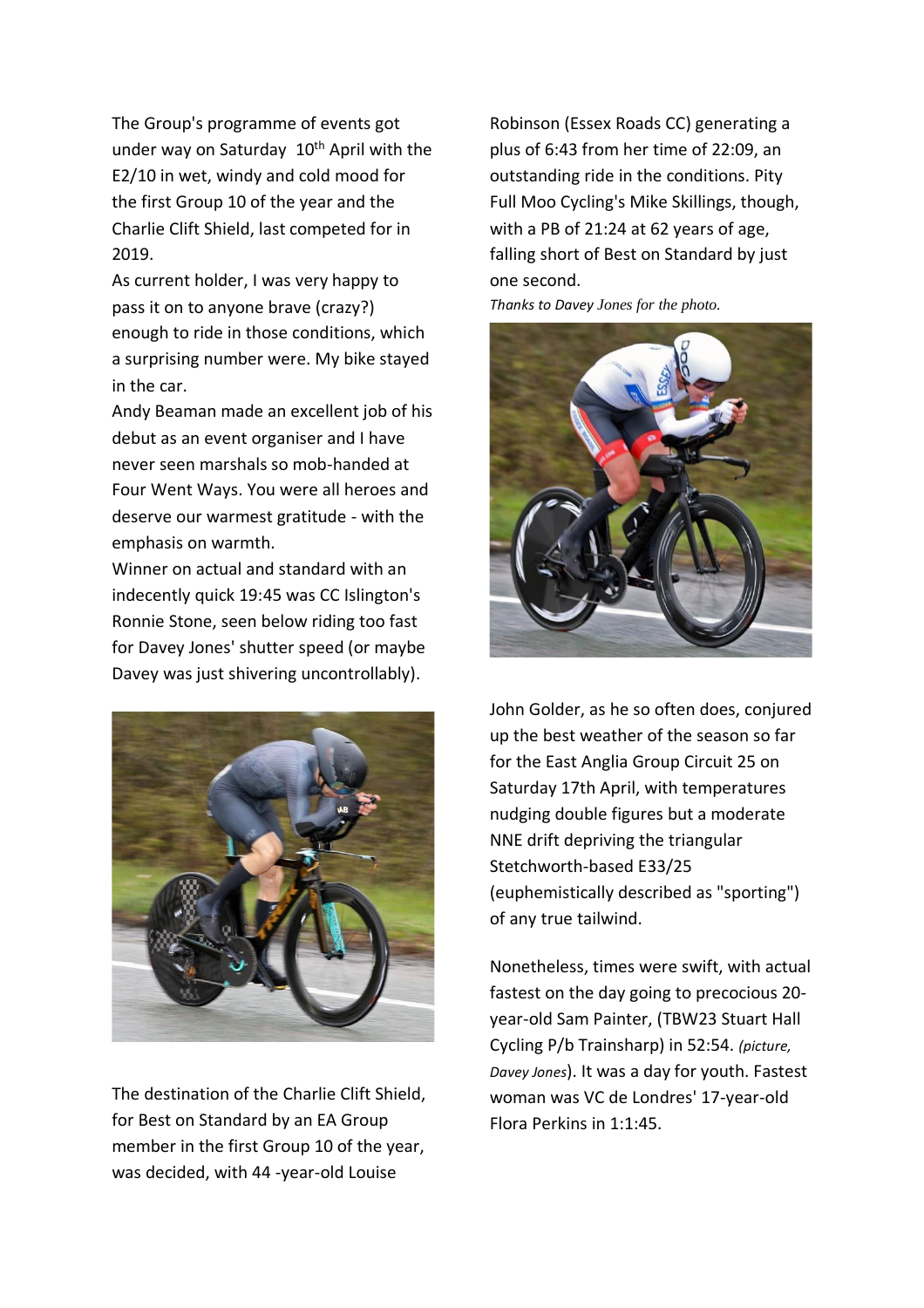The Group's programme of events got under way on Saturday 10th April with the E2/10 in wet, windy and cold mood for the first Group 10 of the year and the Charlie Clift Shield, last competed for in 2019.

As current holder, I was very happy to pass it on to anyone brave (crazy?) enough to ride in those conditions, which a surprising number were. My bike stayed in the car.

Andy Beaman made an excellent job of his debut as an event organiser and I have never seen marshals so mob-handed at Four Went Ways. You were all heroes and deserve our warmest gratitude - with the emphasis on warmth.

Winner on actual and standard with an indecently quick 19:45 was CC Islington's Ronnie Stone, seen below riding too fast for Davey Jones' shutter speed (or maybe Davey was just shivering uncontrollably).

The destination of the Charlie Clift Shield, for Best on Standard by an EA Group member in the first Group 10 of the year, was decided, with 44 -year-old Louise Robinson (Essex Roads CC) generating a plus of 6:43 from her time of 22:09, an outstanding ride in the conditions. Pity Full Moo Cycling's Mike Skillings, though, with a PB of 21:24 at 62 years of age, falling short of Best on Standard by just one second.

*Thanks to Davey Jones for the photo.*

John Golder, as he so often does, conjured up the best weather of the season so far for the East Anglia Group Circuit 25 on Saturday 17th April, with temperatures nudging double figures but a moderate NNE drift depriving the triangular Stetchworth-based E33/25 (euphemistically described as "sporting") of any true tailwind.

Nonetheless, times were swift, with actual fastest on the day going to precocious 20-year-old Sam Painter, (TBW23 Stuart Hall Cycling P/b Trainsharp) in 52:54. *(picture, Davey Jones)*. It was a day for youth. Fastest woman was VC de Londres' 17-year-old Flora Perkins in 1:1:45.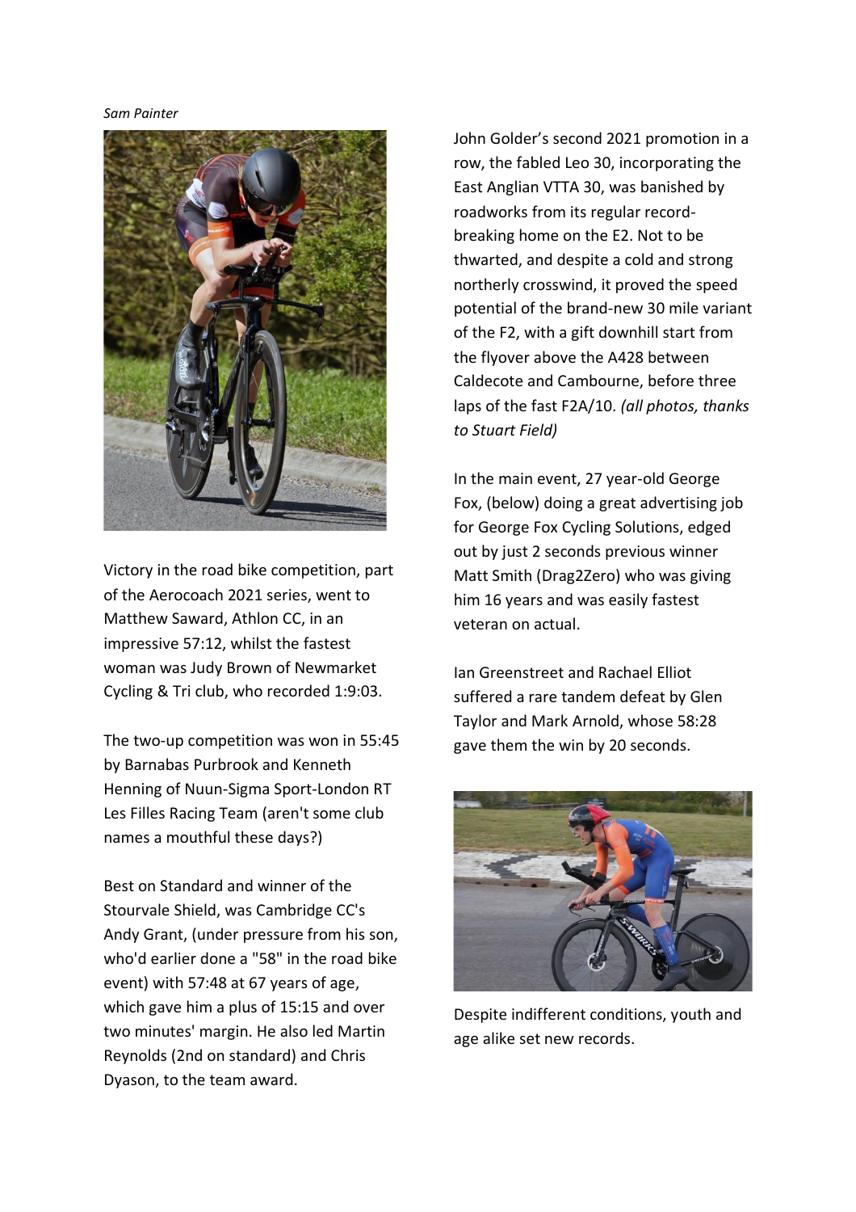*Sam Painter*

Victory in the road bike competition, part of the Aerocoach 2021 series, went to Matthew Saward, Athlon CC, in an impressive 57:12, whilst the fastest woman was Judy Brown of Newmarket Cycling & Tri club, who recorded 1:9:03.

The two-up competition was won in 55:45 by Barnabas Purbrook and Kenneth Henning of Nuun-Sigma Sport-London RT Les Filles Racing Team (aren't some club names a mouthful these days?)

Best on Standard and winner of the Stourvale Shield, was Cambridge CC's Andy Grant, (under pressure from his son, who'd earlier done a "58" in the road bike event) with 57:48 at 67 years of age, which gave him a plus of 15:15 and over two minutes' margin. He also led Martin Reynolds (2nd on standard) and Chris Dyason, to the team award.

John Golder's second 2021 promotion in a row, the fabled Leo 30, incorporating the East Anglian VTTA 30, was banished by roadworks from its regular record-breaking home on the E2. Not to be thwarted, and despite a cold and strong northerly crosswind, it proved the speed potential of the brand-new 30 mile variant of the F2, with a gift downhill start from the flyover above the A428 between Caldecote and Cambourne, before three laps of the fast F2A/10. *(all photos, thanks to Stuart Field)*

In the main event, 27 year-old George Fox, (below) doing a great advertising job for George Fox Cycling Solutions, edged out by just 2 seconds previous winner Matt Smith (Drag2Zero) who was giving him 16 years and was easily fastest veteran on actual.

Ian Greenstreet and Rachael Elliot suffered a rare tandem defeat by Glen Taylor and Mark Arnold, whose 58:28 gave them the win by 20 seconds.

Despite indifferent conditions, youth and age alike set new records.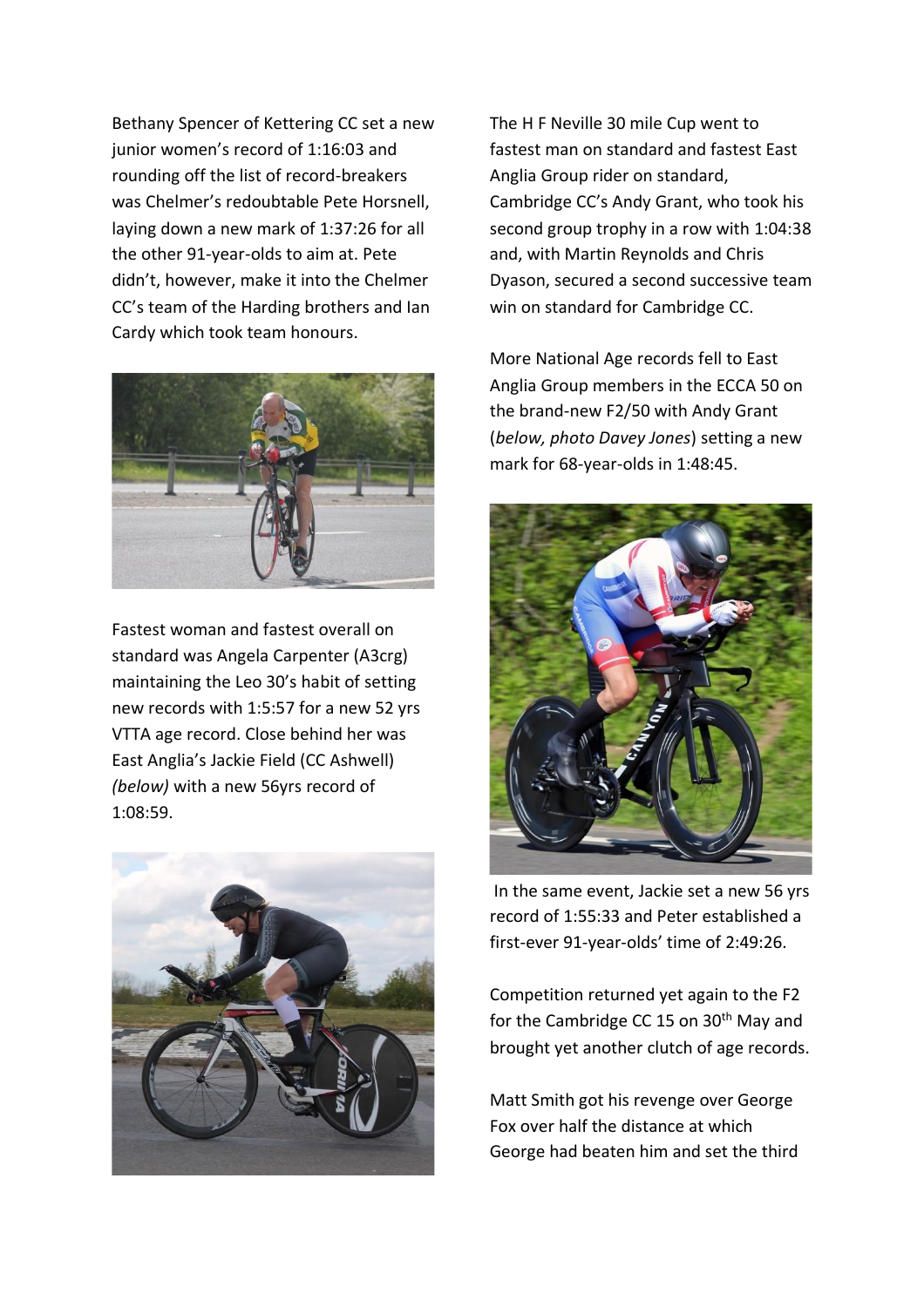Bethany Spencer of Kettering CC set a new junior women's record of 1:16:03 and rounding off the list of record-breakers was Chelmer's redoubtable Pete Horsnell, laying down a new mark of 1:37:26 for all the other 91-year-olds to aim at. Pete didn't, however, make it into the Chelmer CC's team of the Harding brothers and Ian Cardy which took team honours.

Fastest woman and fastest overall on standard was Angela Carpenter (A3crg) maintaining the Leo 30's habit of setting new records with 1:5:57 for a new 52 yrs VTTA age record. Close behind her was East Anglia's Jackie Field (CC Ashwell) *(below)* with a new 56yrs record of 1:08:59.

The H F Neville 30 mile Cup went to fastest man on standard and fastest East Anglia Group rider on standard, Cambridge CC's Andy Grant, who took his second group trophy in a row with 1:04:38 and, with Martin Reynolds and Chris Dyason, secured a second successive team win on standard for Cambridge CC.

More National Age records fell to East Anglia Group members in the ECCA 50 on the brand-new F2/50 with Andy Grant (*below, photo Davey Jones*) setting a new mark for 68-year-olds in 1:48:45.

In the same event, Jackie set a new 56 yrs record of 1:55:33 and Peter established a first-ever 91-year-olds' time of 2:49:26.

Competition returned yet again to the F2 for the Cambridge CC 15 on 30th May and brought yet another clutch of age records.

Matt Smith got his revenge over George Fox over half the distance at which George had beaten him and set the third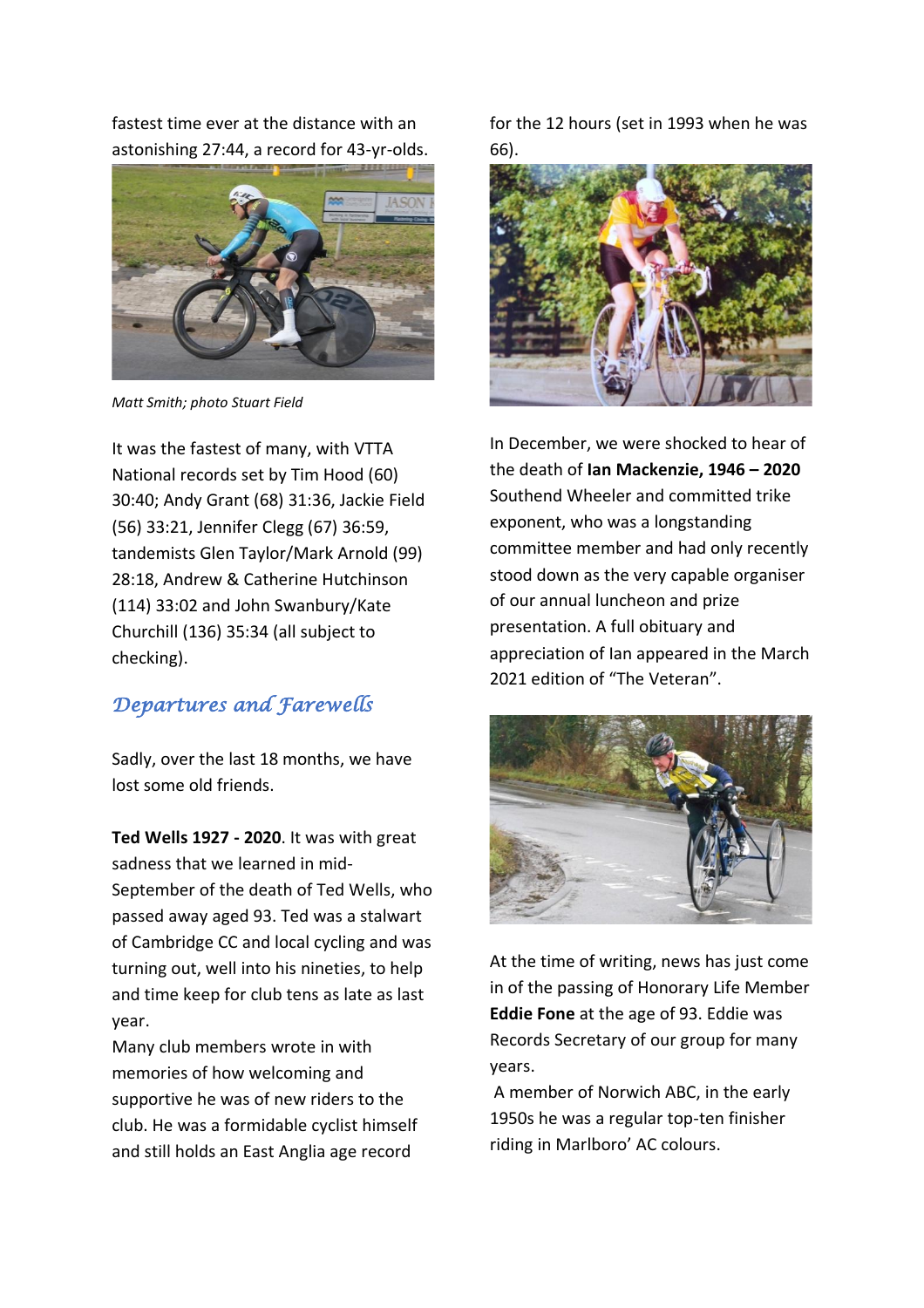fastest time ever at the distance with an astonishing 27:44, a record for 43-yr-olds.

*Matt Smith; photo Stuart Field*

It was the fastest of many, with VTTA National records set by Tim Hood (60) 30:40; Andy Grant (68) 31:36, Jackie Field (56) 33:21, Jennifer Clegg (67) 36:59, tandemists Glen Taylor/Mark Arnold (99) 28:18, Andrew & Catherine Hutchinson (114) 33:02 and John Swanbury/Kate Churchill (136) 35:34 (all subject to checking).

## *Departures and Farewells*

Sadly, over the last 18 months, we have lost some old friends.

**Ted Wells 1927 - 2020**. It was with great sadness that we learned in mid-September of the death of Ted Wells, who passed away aged 93. Ted was a stalwart of Cambridge CC and local cycling and was turning out, well into his nineties, to help and time keep for club tens as late as last year.

Many club members wrote in with memories of how welcoming and supportive he was of new riders to the club. He was a formidable cyclist himself and still holds an East Anglia age record for the 12 hours (set in 1993 when he was 66).

In December, we were shocked to hear of the death of **Ian Mackenzie, 1946 – 2020** Southend Wheeler and committed trike exponent, who was a longstanding committee member and had only recently stood down as the very capable organiser of our annual luncheon and prize presentation. A full obituary and appreciation of Ian appeared in the March 2021 edition of "The Veteran".

At the time of writing, news has just come in of the passing of Honorary Life Member **Eddie Fone** at the age of 93. Eddie was Records Secretary of our group for many years.

A member of Norwich ABC, in the early 1950s he was a regular top-ten finisher riding in Marlboro' AC colours.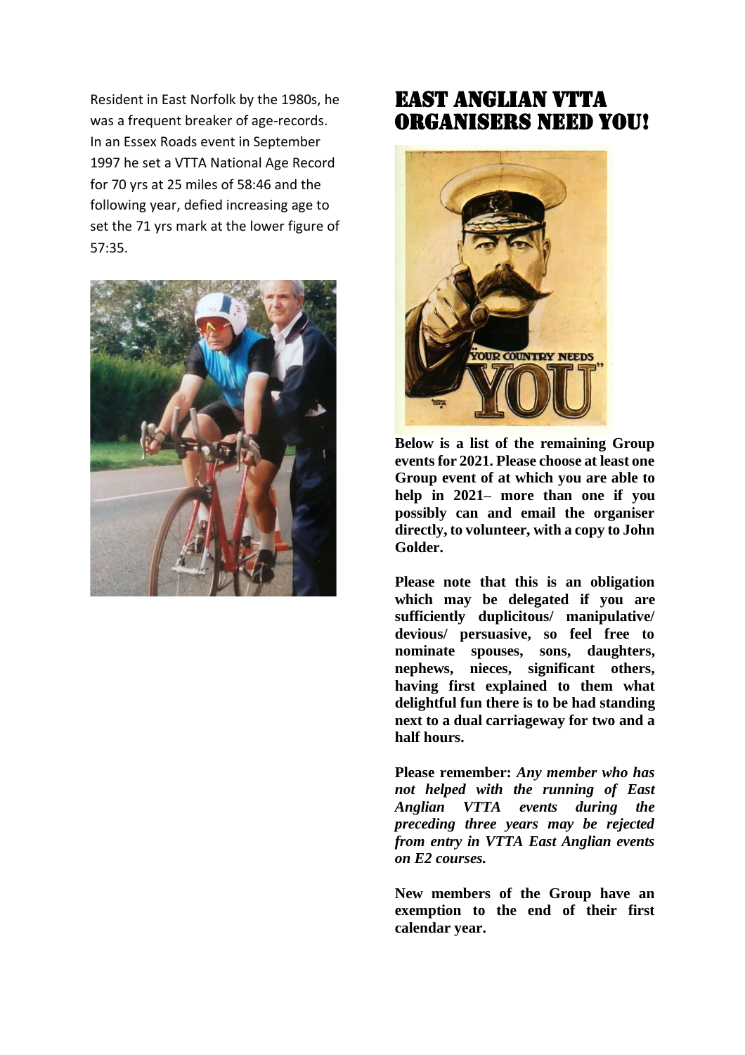Resident in East Norfolk by the 1980s, he was a frequent breaker of age-records. In an Essex Roads event in September 1997 he set a VTTA National Age Record for 70 yrs at 25 miles of 58:46 and the following year, defied increasing age to set the 71 yrs mark at the lower figure of 57:35.

## EAST ANGLIAN VTTA ORGANISERS NEED YOU!

**Below is a list of the remaining Group events for 2021. Please choose at least one Group event of at which you are able to help in 2021– more than one if you possibly can and email the organiser directly, to volunteer, with a copy to John Golder.**

**Please note that this is an obligation which may be delegated if you are sufficiently duplicitous/ manipulative/ devious/ persuasive, so feel free to nominate spouses, sons, daughters, nephews, nieces, significant others, having first explained to them what delightful fun there is to be had standing next to a dual carriageway for two and a half hours.**

**Please remember:** ***Any member who has not helped with the running of East Anglian VTTA events during the preceding three years may be rejected from entry in VTTA East Anglian events on E2 courses.***

**New members of the Group have an exemption to the end of their first calendar year.**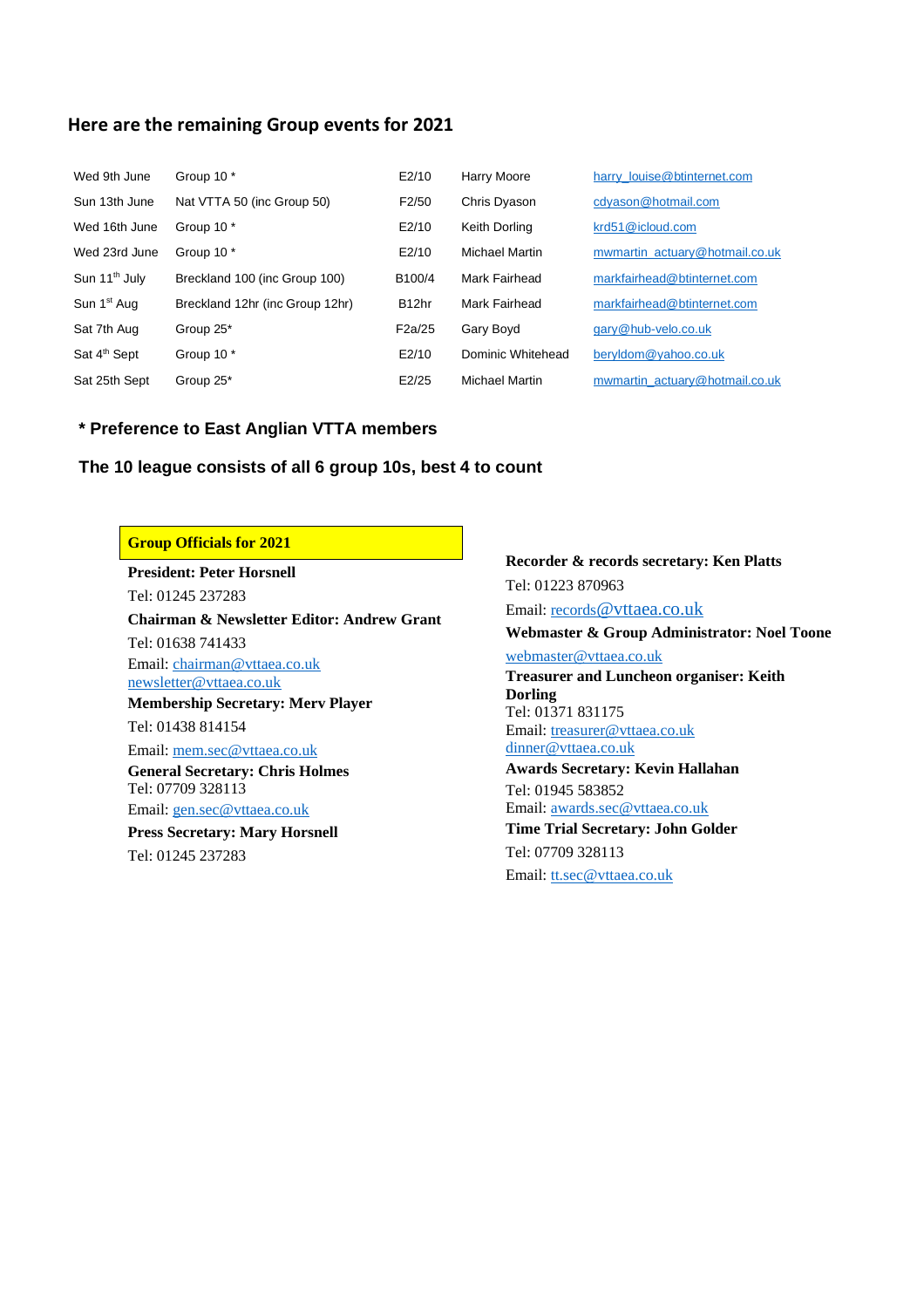## Here are the remaining Group events for 2021

| | | | | |
|---|---|---|---|---|
| Wed 9th June | Group 10 * | E2/10 | Harry Moore | harry_louise@btinternet.com |
| Sun 13th June | Nat VTTA 50 (inc Group 50) | F2/50 | Chris Dyason | cdyason@hotmail.com |
| Wed 16th June | Group 10 * | E2/10 | Keith Dorling | krd51@icloud.com |
| Wed 23rd June | Group 10 * | E2/10 | Michael Martin | mwmartin_actuary@hotmail.co.uk |
| Sun 11th July | Breckland 100 (inc Group 100) | B100/4 | Mark Fairhead | markfairhead@btinternet.com |
| Sun 1st Aug | Breckland 12hr (inc Group 12hr) | B12hr | Mark Fairhead | markfairhead@btinternet.com |
| Sat 7th Aug | Group 25* | F2a/25 | Gary Boyd | gary@hub-velo.co.uk |
| Sat 4th Sept | Group 10 * | E2/10 | Dominic Whitehead | beryldom@yahoo.co.uk |
| Sat 25th Sept | Group 25* | E2/25 | Michael Martin | mwmartin_actuary@hotmail.co.uk |

**\* Preference to East Anglian VTTA members**

**The 10 league consists of all 6 group 10s, best 4 to count**

**Group Officials for 2021**

**President: Peter Horsnell**
Tel: 01245 237283

**Chairman & Newsletter Editor: Andrew Grant**
Tel: 01638 741433
Email: chairman@vttaea.co.uk
newsletter@vttaea.co.uk

**Membership Secretary: Merv Player**
Tel: 01438 814154
Email: mem.sec@vttaea.co.uk

**General Secretary: Chris Holmes**
Tel: 07709 328113
Email: gen.sec@vttaea.co.uk

**Press Secretary: Mary Horsnell**
Tel: 01245 237283

**Recorder & records secretary: Ken Platts**
Tel: 01223 870963
Email: records@vttaea.co.uk

**Webmaster & Group Administrator: Noel Toone**
webmaster@vttaea.co.uk

**Treasurer and Luncheon organiser: Keith Dorling**
Tel: 01371 831175
Email: treasurer@vttaea.co.uk
dinner@vttaea.co.uk

**Awards Secretary: Kevin Hallahan**
Tel: 01945 583852
Email: awards.sec@vttaea.co.uk

**Time Trial Secretary: John Golder**
Tel: 07709 328113
Email: tt.sec@vttaea.co.uk